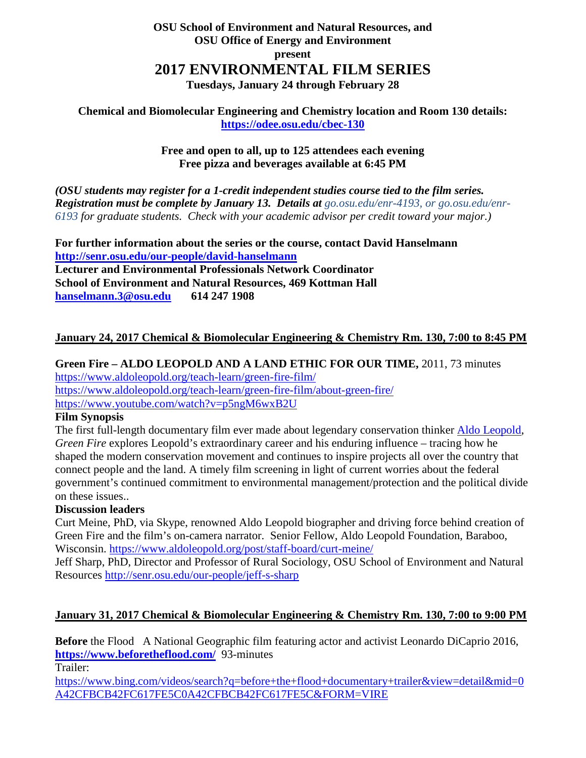**OSU School of Environment and Natural Resources, and**
**OSU Office of Energy and Environment**
**present**

# 2017 ENVIRONMENTAL FILM SERIES

**Tuesdays, January 24 through February 28**

**Chemical and Biomolecular Engineering and Chemistry location and Room 130 details:**
**https://odee.osu.edu/cbec-130**

**Free and open to all, up to 125 attendees each evening**
**Free pizza and beverages available at 6:45 PM**

***(OSU students may register for a 1-credit independent studies course tied to the film series. Registration must be complete by January 13. Details at*** *go.osu.edu/enr-4193, or go.osu.edu/enr-6193* ***for graduate students. Check with your academic advisor per credit toward your major.)***

**For further information about the series or the course, contact David Hanselmann**
**http://senr.osu.edu/our-people/david-hanselmann**
**Lecturer and Environmental Professionals Network Coordinator**
**School of Environment and Natural Resources, 469 Kottman Hall**
**hanselmann.3@osu.edu 614 247 1908**

## January 24, 2017 Chemical & Biomolecular Engineering & Chemistry Rm. 130, 7:00 to 8:45 PM

**Green Fire – ALDO LEOPOLD AND A LAND ETHIC FOR OUR TIME,** 2011, 73 minutes
https://www.aldoleopold.org/teach-learn/green-fire-film/
https://www.aldoleopold.org/teach-learn/green-fire-film/about-green-fire/
https://www.youtube.com/watch?v=p5ngM6wxB2U

**Film Synopsis**

The first full-length documentary film ever made about legendary conservation thinker Aldo Leopold, *Green Fire* explores Leopold's extraordinary career and his enduring influence – tracing how he shaped the modern conservation movement and continues to inspire projects all over the country that connect people and the land. A timely film screening in light of current worries about the federal government's continued commitment to environmental management/protection and the political divide on these issues..

**Discussion leaders**

Curt Meine, PhD, via Skype, renowned Aldo Leopold biographer and driving force behind creation of Green Fire and the film's on-camera narrator. Senior Fellow, Aldo Leopold Foundation, Baraboo, Wisconsin. https://www.aldoleopold.org/post/staff-board/curt-meine/

Jeff Sharp, PhD, Director and Professor of Rural Sociology, OSU School of Environment and Natural Resources http://senr.osu.edu/our-people/jeff-s-sharp

## January 31, 2017 Chemical & Biomolecular Engineering & Chemistry Rm. 130, 7:00 to 9:00 PM

**Before** the Flood A National Geographic film featuring actor and activist Leonardo DiCaprio 2016, **https://www.beforetheflood.com/** 93-minutes

Trailer:
https://www.bing.com/videos/search?q=before+the+flood+documentary+trailer&view=detail&mid=0A42CFBCB42FC617FE5C0A42CFBCB42FC617FE5C&FORM=VIRE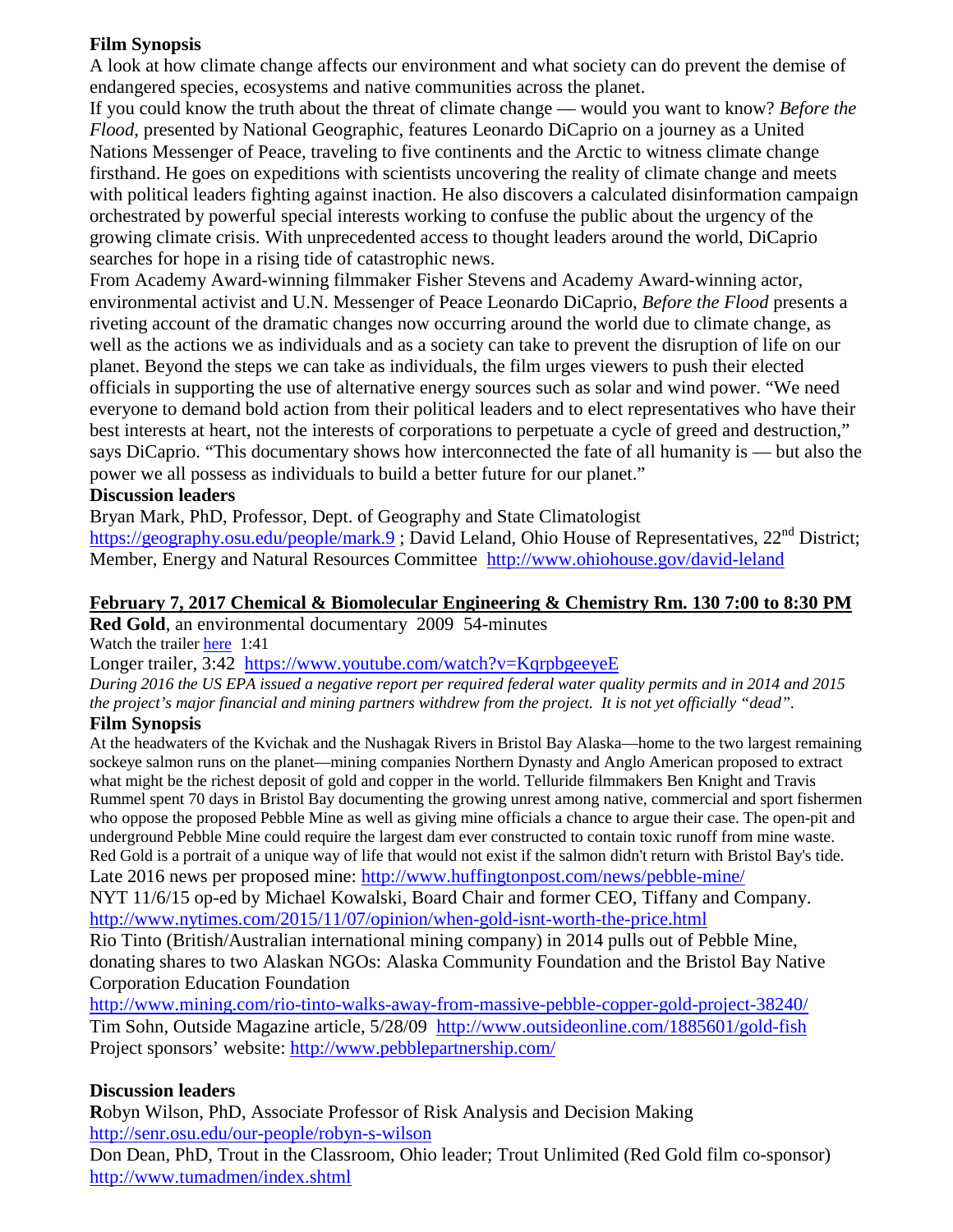**Film Synopsis**

A look at how climate change affects our environment and what society can do prevent the demise of endangered species, ecosystems and native communities across the planet.

If you could know the truth about the threat of climate change — would you want to know? *Before the Flood*, presented by National Geographic, features Leonardo DiCaprio on a journey as a United Nations Messenger of Peace, traveling to five continents and the Arctic to witness climate change firsthand. He goes on expeditions with scientists uncovering the reality of climate change and meets with political leaders fighting against inaction. He also discovers a calculated disinformation campaign orchestrated by powerful special interests working to confuse the public about the urgency of the growing climate crisis. With unprecedented access to thought leaders around the world, DiCaprio searches for hope in a rising tide of catastrophic news.

From Academy Award-winning filmmaker Fisher Stevens and Academy Award-winning actor, environmental activist and U.N. Messenger of Peace Leonardo DiCaprio, *Before the Flood* presents a riveting account of the dramatic changes now occurring around the world due to climate change, as well as the actions we as individuals and as a society can take to prevent the disruption of life on our planet. Beyond the steps we can take as individuals, the film urges viewers to push their elected officials in supporting the use of alternative energy sources such as solar and wind power. "We need everyone to demand bold action from their political leaders and to elect representatives who have their best interests at heart, not the interests of corporations to perpetuate a cycle of greed and destruction," says DiCaprio. "This documentary shows how interconnected the fate of all humanity is — but also the power we all possess as individuals to build a better future for our planet."

**Discussion leaders**

Bryan Mark, PhD, Professor, Dept. of Geography and State Climatologist https://geography.osu.edu/people/mark.9 ; David Leland, Ohio House of Representatives, 22nd District; Member, Energy and Natural Resources Committee http://www.ohiohouse.gov/david-leland

**February 7, 2017 Chemical & Biomolecular Engineering & Chemistry Rm. 130 7:00 to 8:30 PM**

**Red Gold**, an environmental documentary 2009 54-minutes

Watch the trailer here 1:41

Longer trailer, 3:42 https://www.youtube.com/watch?v=KqrpbgeeyeE

*During 2016 the US EPA issued a negative report per required federal water quality permits and in 2014 and 2015 the project's major financial and mining partners withdrew from the project. It is not yet officially "dead".*

**Film Synopsis**

At the headwaters of the Kvichak and the Nushagak Rivers in Bristol Bay Alaska—home to the two largest remaining sockeye salmon runs on the planet—mining companies Northern Dynasty and Anglo American proposed to extract what might be the richest deposit of gold and copper in the world. Telluride filmmakers Ben Knight and Travis Rummel spent 70 days in Bristol Bay documenting the growing unrest among native, commercial and sport fishermen who oppose the proposed Pebble Mine as well as giving mine officials a chance to argue their case. The open-pit and underground Pebble Mine could require the largest dam ever constructed to contain toxic runoff from mine waste. Red Gold is a portrait of a unique way of life that would not exist if the salmon didn't return with Bristol Bay's tide.

Late 2016 news per proposed mine: http://www.huffingtonpost.com/news/pebble-mine/

NYT 11/6/15 op-ed by Michael Kowalski, Board Chair and former CEO, Tiffany and Company. http://www.nytimes.com/2015/11/07/opinion/when-gold-isnt-worth-the-price.html

Rio Tinto (British/Australian international mining company) in 2014 pulls out of Pebble Mine, donating shares to two Alaskan NGOs: Alaska Community Foundation and the Bristol Bay Native Corporation Education Foundation

http://www.mining.com/rio-tinto-walks-away-from-massive-pebble-copper-gold-project-38240/

Tim Sohn, Outside Magazine article, 5/28/09 http://www.outsideonline.com/1885601/gold-fish

Project sponsors' website: http://www.pebblepartnership.com/

**Discussion leaders**

**R**obyn Wilson, PhD, Associate Professor of Risk Analysis and Decision Making http://senr.osu.edu/our-people/robyn-s-wilson

Don Dean, PhD, Trout in the Classroom, Ohio leader; Trout Unlimited (Red Gold film co-sponsor) http://www.tumadmen/index.shtml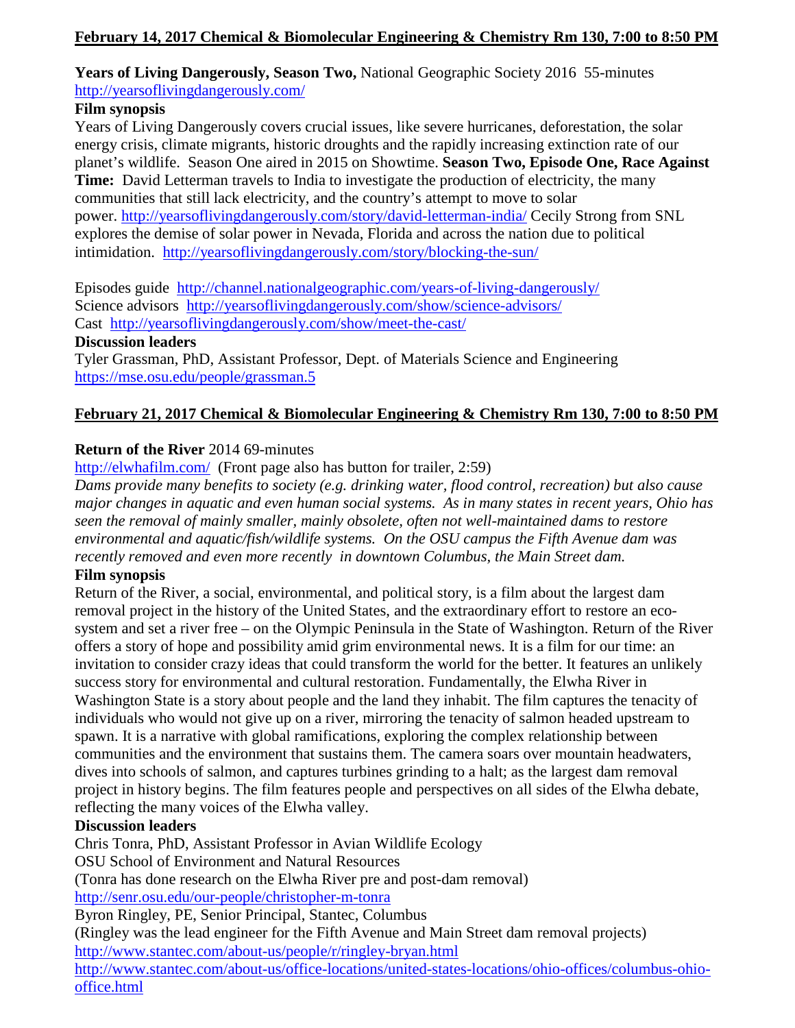**February 14, 2017 Chemical & Biomolecular Engineering & Chemistry Rm 130, 7:00 to 8:50 PM**

**Years of Living Dangerously, Season Two,** National Geographic Society 2016 55-minutes
http://yearsoflivingdangerously.com/

**Film synopsis**

Years of Living Dangerously covers crucial issues, like severe hurricanes, deforestation, the solar energy crisis, climate migrants, historic droughts and the rapidly increasing extinction rate of our planet's wildlife. Season One aired in 2015 on Showtime. **Season Two, Episode One, Race Against Time:** David Letterman travels to India to investigate the production of electricity, the many communities that still lack electricity, and the country's attempt to move to solar power. http://yearsoflivingdangerously.com/story/david-letterman-india/ Cecily Strong from SNL explores the demise of solar power in Nevada, Florida and across the nation due to political intimidation. http://yearsoflivingdangerously.com/story/blocking-the-sun/

Episodes guide http://channel.nationalgeographic.com/years-of-living-dangerously/
Science advisors http://yearsoflivingdangerously.com/show/science-advisors/
Cast http://yearsoflivingdangerously.com/show/meet-the-cast/

**Discussion leaders**

Tyler Grassman, PhD, Assistant Professor, Dept. of Materials Science and Engineering
https://mse.osu.edu/people/grassman.5

**February 21, 2017 Chemical & Biomolecular Engineering & Chemistry Rm 130, 7:00 to 8:50 PM**

**Return of the River** 2014 69-minutes

http://elwhafilm.com/ (Front page also has button for trailer, 2:59)

*Dams provide many benefits to society (e.g. drinking water, flood control, recreation) but also cause major changes in aquatic and even human social systems. As in many states in recent years, Ohio has seen the removal of mainly smaller, mainly obsolete, often not well-maintained dams to restore environmental and aquatic/fish/wildlife systems. On the OSU campus the Fifth Avenue dam was recently removed and even more recently in downtown Columbus, the Main Street dam.*

**Film synopsis**

Return of the River, a social, environmental, and political story, is a film about the largest dam removal project in the history of the United States, and the extraordinary effort to restore an eco-system and set a river free – on the Olympic Peninsula in the State of Washington. Return of the River offers a story of hope and possibility amid grim environmental news. It is a film for our time: an invitation to consider crazy ideas that could transform the world for the better. It features an unlikely success story for environmental and cultural restoration. Fundamentally, the Elwha River in Washington State is a story about people and the land they inhabit. The film captures the tenacity of individuals who would not give up on a river, mirroring the tenacity of salmon headed upstream to spawn. It is a narrative with global ramifications, exploring the complex relationship between communities and the environment that sustains them. The camera soars over mountain headwaters, dives into schools of salmon, and captures turbines grinding to a halt; as the largest dam removal project in history begins. The film features people and perspectives on all sides of the Elwha debate, reflecting the many voices of the Elwha valley.

**Discussion leaders**

Chris Tonra, PhD, Assistant Professor in Avian Wildlife Ecology
OSU School of Environment and Natural Resources
(Tonra has done research on the Elwha River pre and post-dam removal)
http://senr.osu.edu/our-people/christopher-m-tonra
Byron Ringley, PE, Senior Principal, Stantec, Columbus
(Ringley was the lead engineer for the Fifth Avenue and Main Street dam removal projects)
http://www.stantec.com/about-us/people/r/ringley-bryan.html
http://www.stantec.com/about-us/office-locations/united-states-locations/ohio-offices/columbus-ohio-office.html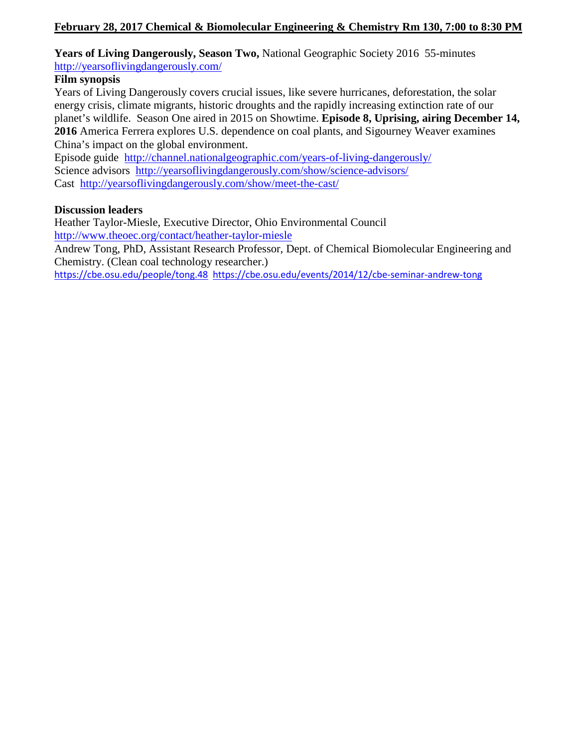**February 28, 2017 Chemical & Biomolecular Engineering & Chemistry Rm 130, 7:00 to 8:30 PM**

**Years of Living Dangerously, Season Two,** National Geographic Society 2016 55-minutes
http://yearsoflivingdangerously.com/

**Film synopsis**

Years of Living Dangerously covers crucial issues, like severe hurricanes, deforestation, the solar energy crisis, climate migrants, historic droughts and the rapidly increasing extinction rate of our planet's wildlife. Season One aired in 2015 on Showtime. **Episode 8, Uprising, airing December 14, 2016** America Ferrera explores U.S. dependence on coal plants, and Sigourney Weaver examines China's impact on the global environment.

Episode guide http://channel.nationalgeographic.com/years-of-living-dangerously/
Science advisors http://yearsoflivingdangerously.com/show/science-advisors/
Cast http://yearsoflivingdangerously.com/show/meet-the-cast/

**Discussion leaders**

Heather Taylor-Miesle, Executive Director, Ohio Environmental Council
http://www.theoec.org/contact/heather-taylor-miesle

Andrew Tong, PhD, Assistant Research Professor, Dept. of Chemical Biomolecular Engineering and Chemistry. (Clean coal technology researcher.)
https://cbe.osu.edu/people/tong.48 https://cbe.osu.edu/events/2014/12/cbe-seminar-andrew-tong